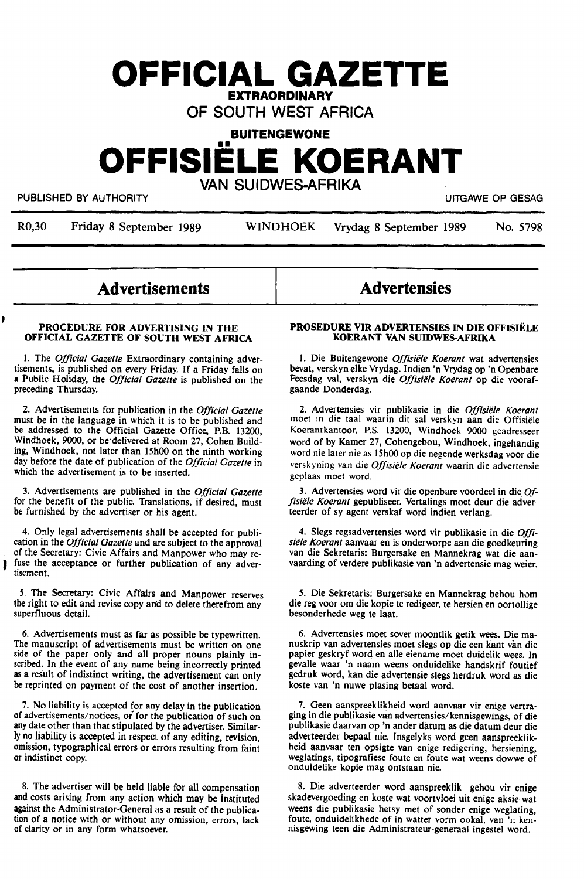# OFFICIAL GAZETTE

**EXTRAORDINARY**

**OF SOUTH WEST AFRICA**

**BUITENGEWONE**

# OFFISIËLE KOERANT

**VAN SUIDWES-AFRIKA**

PUBLISHED BY AUTHORITY — UITGAWE OP GESAG

R0,30 — Friday 8 September 1989 — WINDHOEK — Vrydag 8 September 1989 — No. 5798

## Advertisements

### PROCEDURE FOR ADVERTISING IN THE OFFICIAL GAZETTE OF SOUTH WEST AFRICA

1. The *Official Gazette* Extraordinary containing advertisements, is published on every Friday. If a Friday falls on a Public Holiday, the *Official Gazette* is published on the preceding Thursday.

2. Advertisements for publication in the *Official Gazette* must be in the language in which it is to be published and be addressed to the Official Gazette Office, P.B. 13200, Windhoek, 9000, or be delivered at Room 27, Cohen Building, Windhoek, not later than 15h00 on the ninth working day before the date of publication of the *Official Gazette* in which the advertisement is to be inserted.

3. Advertisements are published in the *Official Gazette* for the benefit of the public. Translations, if desired, must be furnished by the advertiser or his agent.

4. Only legal advertisements shall be accepted for publication in the *Official Gazette* and are subject to the approval of the Secretary: Civic Affairs and Manpower who may refuse the acceptance or further publication of any advertisement.

5. The Secretary: Civic Affairs and Manpower reserves the right to edit and revise copy and to delete therefrom any superfluous detail.

6. Advertisements must as far as possible be typewritten. The manuscript of advertisements must be written on one side of the paper only and all proper nouns plainly inscribed. In the event of any name being incorrectly printed as a result of indistinct writing, the advertisement can only be reprinted on payment of the cost of another insertion.

7. No liability is accepted for any delay in the publication of advertisements/notices, or for the publication of such on any date other than that stipulated by the advertiser. Similarly no liability is accepted in respect of any editing, revision, omission, typographical errors or errors resulting from faint or indistinct copy.

8. The advertiser will be held liable for all compensation and costs arising from any action which may be instituted against the Administrator-General as a result of the publication of a notice with or without any omission, errors, lack of clarity or in any form whatsoever.

## Advertensies

### PROSEDURE VIR ADVERTENSIES IN DIE OFFISIËLE KOERANT VAN SUIDWES-AFRIKA

1. Die Buitengewone *Offisiële Koerant* wat advertensies bevat, verskyn elke Vrydag. Indien 'n Vrydag op 'n Openbare Feesdag val, verskyn die *Offisiële Koerant* op die voorafgaande Donderdag.

2. Advertensies vir publikasie in die *Offisiële Koerant* moet in die taal waarin dit sal verskyn aan die Offisiële Koerantkantoor, P.S. 13200, Windhoek 9000 geadresseer word of by Kamer 27, Cohengebou, Windhoek, ingehandig word nie later nie as 15h00 op die negende werksdag voor die verskyning van die *Offisiële Koerant* waarin die advertensie geplaas moet word.

3. Advertensies word vir die openbare voordeel in die *Offisiële Koerant* gepubliseer. Vertalings moet deur die adverteerder of sy agent verskaf word indien verlang.

4. Slegs regsadvertensies word vir publikasie in die *Offisiële Koerant* aanvaar en is onderworpe aan die goedkeuring van die Sekretaris: Burgersake en Mannekrag wat die aanvaarding of verdere publikasie van 'n advertensie mag weier.

5. Die Sekretaris: Burgersake en Mannekrag behou hom die reg voor om die kopie te redigeer, te hersien en oortollige besonderhede weg te laat.

6. Advertensies moet sover moontlik getik wees. Die manuskrip van advertensies moet slegs op die een kant van die papier geskryf word en alle eiename moet duidelik wees. In gevalle waar 'n naam weens onduidelike handskrif foutief gedruk word, kan die advertensie slegs herdruk word as die koste van 'n nuwe plasing betaal word.

7. Geen aanspreeklikheid word aanvaar vir enige vertraging in die publikasie van advertensies/kennisgewings, of die publikasie daarvan op 'n ander datum as die datum deur die adverteerder bepaal nie. Insgelyks word geen aanspreeklikheid aanvaar ten opsigte van enige redigering, hersiening, weglatings, tipografiese foute en foute wat weens dowwe of onduidelike kopie mag ontstaan nie.

8. Die adverteerder word aanspreeklik gehou vir enige skadevergoeding en koste wat voortvloei uit enige aksie wat weens die publikasie hetsy met of sonder enige weglating, foute, onduidelikhede of in watter vorm ookal, van 'n kennisgewing teen die Administrateur-generaal ingestel word.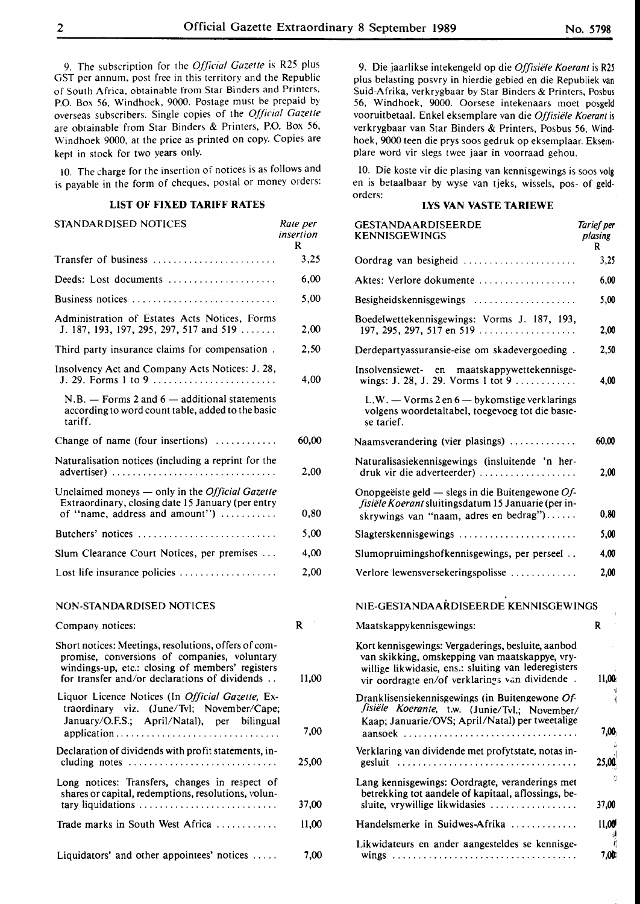9. The subscription for the *Official Gazette* is R25 plus GST per annum, post free in this territory and the Republic of South Africa, obtainable from Star Binders and Printers, P.O. Box 56, Windhoek, 9000. Postage must be prepaid by overseas subscribers. Single copies of the *Official Gazette* are obtainable from Star Binders & Printers, P.O. Box 56, Windhoek 9000, at the price as printed on copy. Copies are kept in stock for two years only.

10. The charge for the insertion of notices is as follows and is payable in the form of cheques, postal or money orders:

**LIST OF FIXED TARIFF RATES**

| STANDARDISED NOTICES | *Rate per insertion* R |
|---|---|
| Transfer of business | 3,25 |
| Deeds: Lost documents | 6,00 |
| Business notices | 5,00 |
| Administration of Estates Acts Notices, Forms J. 187, 193, 197, 295, 297, 517 and 519 | 2,00 |
| Third party insurance claims for compensation | 2,50 |
| Insolvency Act and Company Acts Notices: J. 28, J. 29. Forms 1 to 9 | 4,00 |
| N.B. — Forms 2 and 6 — additional statements according to word count table, added to the basic tariff. | |
| Change of name (four insertions) | 60,00 |
| Naturalisation notices (including a reprint for the advertiser) | 2,00 |
| Unclaimed moneys — only in the *Official Gazette* Extraordinary, closing date 15 January (per entry of "name, address and amount") | 0,80 |
| Butchers' notices | 5,00 |
| Slum Clearance Court Notices, per premises | 4,00 |
| Lost life insurance policies | 2,00 |

| NON-STANDARDISED NOTICES | |
|---|---|
| Company notices: | R |
| Short notices: Meetings, resolutions, offers of compromise, conversions of companies, voluntary windings-up, etc.: closing of members' registers for transfer and/or declarations of dividends | 11,00 |
| Liquor Licence Notices (In *Official Gazette*, Extraordinary viz. (June/Tvl; November/Cape; January/O.F.S.; April/Natal), per bilingual application | 7,00 |
| Declaration of dividends with profit statements, including notes | 25,00 |
| Long notices: Transfers, changes in respect of shares or capital, redemptions, resolutions, voluntary liquidations | 37,00 |
| Trade marks in South West Africa | 11,00 |
| Liquidators' and other appointees' notices | 7,00 |

9. Die jaarlikse intekengeld op die *Offisiële Koerant* is R25 plus belasting posvry in hierdie gebied en die Republiek van Suid-Afrika, verkrygbaar by Star Binders & Printers, Posbus 56, Windhoek, 9000. Oorsese intekenaars moet posgeld vooruitbetaal. Enkel eksemplare van die *Offisiële Koerant* is verkrygbaar van Star Binders & Printers, Posbus 56, Windhoek, 9000 teen die prys soos gedruk op eksemplaar. Eksemplare word vir slegs twee jaar in voorraad gehou.

10. Die koste vir die plasing van kennisgewings is soos volg en is betaalbaar by wyse van tjeks, wissels, pos- of geldorders:

**LYS VAN VASTE TARIEWE**

| GESTANDAARDISEERDE KENNISGEWINGS | *Tarief per plasing* R |
|---|---|
| Oordrag van besigheid | 3,25 |
| Aktes: Verlore dokumente | 6,00 |
| Besigheidskennisgewings | 5,00 |
| Boedelwettekennisgewings: Vorms J. 187, 193, 197, 295, 297, 517 en 519 | 2,00 |
| Derdepartyassuransie-eise om skadevergoeding | 2,50 |
| Insolvensiewet- en maatskappywettekennisgewings: J. 28, J. 29. Vorms 1 tot 9 | 4,00 |
| L.W. — Vorms 2 en 6 — bykomstige verklarings volgens woordetaltabel, toegevoeg tot die basiese tarief. | |
| Naamsverandering (vier plasings) | 60,00 |
| Naturalisasiekennisgewings (insluitende 'n herdruk vir die adverteerder) | 2,00 |
| Onopgeëiste geld — slegs in die Buitengewone *Offisiële Koerant* sluitingsdatum 15 Januarie (per inskrywings van "naam, adres en bedrag") | 0,80 |
| Slagterskennisgewings | 5,00 |
| Slumopruimingshofkennisgewings, per perseel | 4,00 |
| Verlore lewensversekeringspolisse | 2,00 |

| NIE-GESTANDAARDISEERDE KENNISGEWINGS | |
|---|---|
| Maatskappykennisgewings: | R |
| Kort kennisgewings: Vergaderings, besluite, aanbod van skikking, omskepping van maatskappye, vrywillige likwidasie, ens.: sluiting van lederegisters vir oordragte en/of verklarings van dividende | 11,00 |
| Dranklisensiekennisgewings (in Buitengewone *Offisiële Koerante*, t.w. (Junie/Tvl.; November/Kaap; Januarie/OVS; April/Natal) per tweetalige aansoek | 7,00 |
| Verklaring van dividende met profytstate, notas ingesluit | 25,00 |
| Lang kennisgewings: Oordragte, veranderings met betrekking tot aandele of kapitaal, aflossings, besluite, vrywillige likwidasies | 37,00 |
| Handelsmerke in Suidwes-Afrika | 11,00 |
| Likwidateurs en ander aangesteldes se kennisgewings | 7,00 |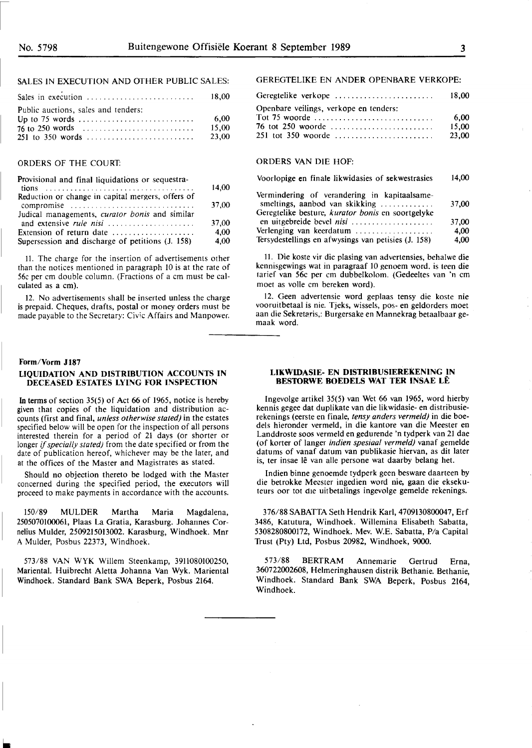SALES IN EXECUTION AND OTHER PUBLIC SALES:

| | |
|---|---|
| Sales in execution | 18,00 |
| Public auctions, sales and tenders: | |
| Up to 75 words | 6,00 |
| 76 to 250 words | 15,00 |
| 251 to 350 words | 23,00 |

ORDERS OF THE COURT:

| | |
|---|---|
| Provisional and final liquidations or sequestrations | 14,00 |
| Reduction or change in capital mergers, offers of compromise | 37,00 |
| Judical managements, *curator bonis* and similar and extensive *rule nisi* | 37,00 |
| Extension of return date | 4,00 |
| Supersession and discharge of petitions (J. 158) | 4,00 |

11. The charge for the insertion of advertisements other than the notices mentioned in paragraph 10 is at the rate of 56c per cm double column. (Fractions of a cm must be calculated as a cm).

12. No advertisements shall be inserted unless the charge is prepaid. Cheques, drafts, postal or money orders must be made payable to the Secretary: Civic Affairs and Manpower.

GEREGTELIKE EN ANDER OPENBARE VERKOPE:

| | |
|---|---|
| Geregtelike verkope | 18,00 |
| Openbare veilings, verkope en tenders: | |
| Tot 75 woorde | 6,00 |
| 76 tot 250 woorde | 15,00 |
| 251 tot 350 woorde | 23,00 |

ORDERS VAN DIE HOF:

| | |
|---|---|
| Voorlopige en finale likwidasies of sekwestrasies | 14,00 |
| Vermindering of verandering in kapitaalsamesmeltings, aanbod van skikking | 37,00 |
| Geregtelike besture, *kurator bonis* en soortgelyke en uitgebreide bevel *nisi* | 37,00 |
| Verlenging van keerdatum | 4,00 |
| Tersydestellings en afwysings van petisies (J. 158) | 4,00 |

11. Die koste vir die plasing van advertensies, behalwe die kennisgewings wat in paragraaf 10 genoem word. is teen die tarief van 56c per cm dubbelkolom. (Gedeeltes van 'n cm moet as volle cm bereken word).

12. Geen advertensie word geplaas tensy die koste nie vooruitbetaal is nie. Tjeks, wissels, pos- en geldorders moet aan die Sekretaris,: Burgersake en Mannekrag betaalbaar gemaak word.

---

**Form/Vorm J187**

## LIQUIDATION AND DISTRIBUTION ACCOUNTS IN DECEASED ESTATES LYING FOR INSPECTION

In terms of section 35(5) of Act 66 of 1965, notice is hereby given that copies of the liquidation and distribution accounts (first and final, *unless otherwise stated)* in the estates specified below will be open for the inspection of all persons interested therein for a period of 21 days (or shorter or longer *if specially stated)* from the date specified or from the date of publication hereof, whichever may be the later, and at the offices of the Master and Magistrates as stated.

Should no objection thereto be lodged with the Master concerned during the specified period, the executors will proceed to make payments in accordance with the accounts.

150/89 MULDER Martha Maria Magdalena, 2505070100061, Plaas La Gratia, Karasburg. Johannes Cornelius Mulder, 2509215013002. Karasburg, Windhoek. Mnr A Mulder, Posbus 22373, Windhoek.

573/88 VAN WYK Willem Steenkamp, 3911080100250, Mariental. Huibrecht Aletta Johanna Van Wyk. Mariental Windhoek. Standard Bank SWA Beperk, Posbus 2164.

## LIKWIDASIE- EN DISTRIBUSIEREKENING IN BESTORWE BOEDELS WAT TER INSAE LÊ

Ingevolge artikel 35(5) van Wet 66 van 1965, word hierby kennis gegee dat duplikate van die likwidasie- en distribusierekenings (eerste en finale, *tensy anders vermeld)* in die boedels hieronder vermeld, in die kantore van die Meester en Landdroste soos vermeld en gedurende 'n tydperk van 21 dae (of korter of langer *indien spesiaal vermeld)* vanaf gemelde datums of vanaf datum van publikasie hiervan, as dit later is, ter insae lê van alle persone wat daarby belang het.

Indien binne genoemde tydperk geen besware daarteen by die betrokke Meester ingedien word nie, gaan die eksekuteurs oor tot die uitbetalings ingevolge gemelde rekenings.

376/88 SABATTA Seth Hendrik Karl, 4709130800047, Erf 3486, Katutura, Windhoek. Willemina Elisabeth Sabatta, 5308280800172, Windhoek. Mev. W.E. Sabatta, P/a Capital Trust (Pty) Ltd, Posbus 20982, Windhoek, 9000.

573/88 BERTRAM Annemarie Gertrud Erna, 360722002608, Helmeringhausen distrik Bethanie. Bethanie, Windhoek. Standard Bank SWA Beperk, Posbus 2164, Windhoek.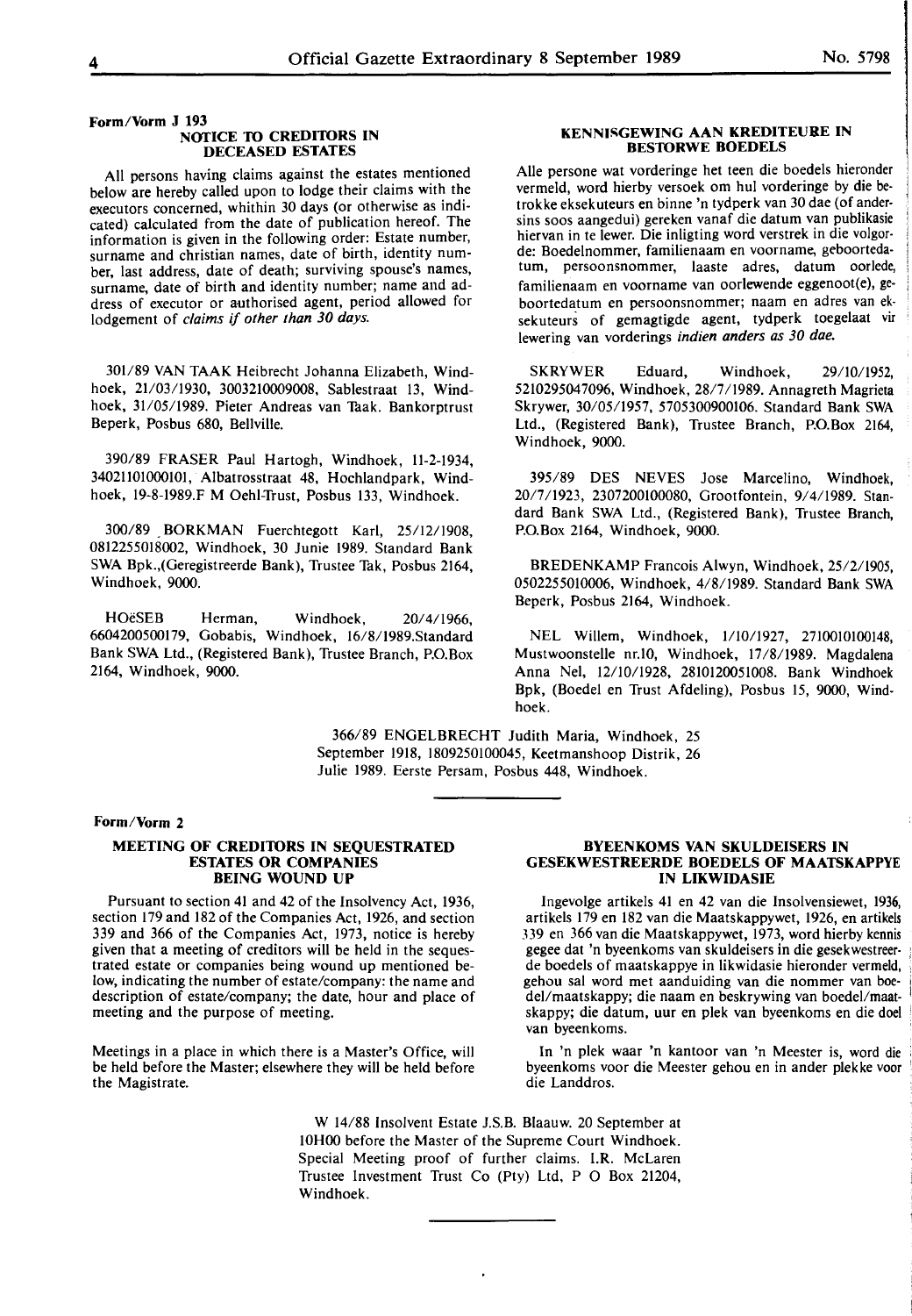**Form/Vorm J 193**

### NOTICE TO CREDITORS IN DECEASED ESTATES

All persons having claims against the estates mentioned below are hereby called upon to lodge their claims with the executors concerned, whithin 30 days (or otherwise as indicated) calculated from the date of publication hereof. The information is given in the following order: Estate number, surname and christian names, date of birth, identity number, last address, date of death; surviving spouse's names, surname, date of birth and identity number; name and address of executor or authorised agent, period allowed for lodgement of *claims if other than 30 days.*

301/89 VAN TAAK Heibrecht Johanna Elizabeth, Windhoek, 21/03/1930, 3003210009008, Sablestraat 13, Windhoek, 31/05/1989. Pieter Andreas van Taak. Bankorptrust Beperk, Posbus 680, Bellville.

390/89 FRASER Paul Hartogh, Windhoek, 11-2-1934, 34021101000101, Albatrosstraat 48, Hochlandpark, Windhoek, 19-8-1989.F M Oehl-Trust, Posbus 133, Windhoek.

300/89 BORKMAN Fuerchtegott Karl, 25/12/1908, 0812255018002, Windhoek, 30 Junie 1989. Standard Bank SWA Bpk.,(Geregistreerde Bank), Trustee Tak, Posbus 2164, Windhoek, 9000.

HOëSEB Herman, Windhoek, 20/4/1966, 6604200500179, Gobabis, Windhoek, 16/8/1989.Standard Bank SWA Ltd., (Registered Bank), Trustee Branch, P.O.Box 2164, Windhoek, 9000.

### KENNISGEWING AAN KREDITEURE IN BESTORWE BOEDELS

Alle persone wat vorderinge het teen die boedels hieronder vermeld, word hierby versoek om hul vorderinge by die betrokke eksekuteurs en binne 'n tydperk van 30 dae (of andersins soos aangedui) gereken vanaf die datum van publikasie hiervan in te lewer. Die inligting word verstrek in die volgorde: Boedelnommer, familienaam en voorname, geboortedatum, persoonsnommer, laaste adres, datum oorlede, familienaam en voorname van oorlewende eggenoot(e), geboortedatum en persoonsnommer; naam en adres van eksekuteurs of gemagtigde agent, tydperk toegelaat vir lewering van vorderings *indien anders as 30 dae.*

SKRYWER Eduard, Windhoek, 29/10/1952, 5210295047096, Windhoek, 28/7/1989. Annagreth Magrieta Skrywer, 30/05/1957, 5705300900106. Standard Bank SWA Ltd., (Registered Bank), Trustee Branch, P.O.Box 2164, Windhoek, 9000.

395/89 DES NEVES Jose Marcelino, Windhoek, 20/7/1923, 2307200100080, Grootfontein, 9/4/1989. Standard Bank SWA Ltd., (Registered Bank), Trustee Branch, P.O.Box 2164, Windhoek, 9000.

BREDENKAMP Francois Alwyn, Windhoek, 25/2/1905, 0502255010006, Windhoek, 4/8/1989. Standard Bank SWA Beperk, Posbus 2164, Windhoek.

NEL Willem, Windhoek, 1/10/1927, 2710010100148, Mustwoonstelle nr.10, Windhoek, 17/8/1989. Magdalena Anna Nel, 12/10/1928, 2810120051008. Bank Windhoek Bpk, (Boedel en Trust Afdeling), Posbus 15, 9000, Windhoek.

366/89 ENGELBRECHT Judith Maria, Windhoek, 25 September 1918, 1809250100045, Keetmanshoop Distrik, 26 Julie 1989. Eerste Persam, Posbus 448, Windhoek.

---

**Form/Vorm 2**

### MEETING OF CREDITORS IN SEQUESTRATED ESTATES OR COMPANIES BEING WOUND UP

Pursuant to section 41 and 42 of the Insolvency Act, 1936, section 179 and 182 of the Companies Act, 1926, and section 339 and 366 of the Companies Act, 1973, notice is hereby given that a meeting of creditors will be held in the sequestrated estate or companies being wound up mentioned below, indicating the number of estate/company: the name and description of estate/company; the date, hour and place of meeting and the purpose of meeting.

Meetings in a place in which there is a Master's Office, will be held before the Master; elsewhere they will be held before the Magistrate.

### BYEENKOMS VAN SKULDEISERS IN GESEKWESTREERDE BOEDELS OF MAATSKAPPYE IN LIKWIDASIE

Ingevolge artikels 41 en 42 van die Insolvensiewet, 1936, artikels 179 en 182 van die Maatskappywet, 1926, en artikels 339 en 366 van die Maatskappywet, 1973, word hierby kennis gegee dat 'n byeenkoms van skuldeisers in die gesekwestreerde boedels of maatskappye in likwidasie hieronder vermeld, gehou sal word met aanduiding van die nommer van boedel/maatskappy; die naam en beskrywing van boedel/maatskappy; die datum, uur en plek van byeenkoms en die doel van byeenkoms.

In 'n plek waar 'n kantoor van 'n Meester is, word die byeenkoms voor die Meester gehou en in ander plekke voor die Landdros.

W 14/88 Insolvent Estate J.S.B. Blaauw. 20 September at 10H00 before the Master of the Supreme Court Windhoek. Special Meeting proof of further claims. I.R. McLaren Trustee Investment Trust Co (Pty) Ltd, P O Box 21204, Windhoek.

---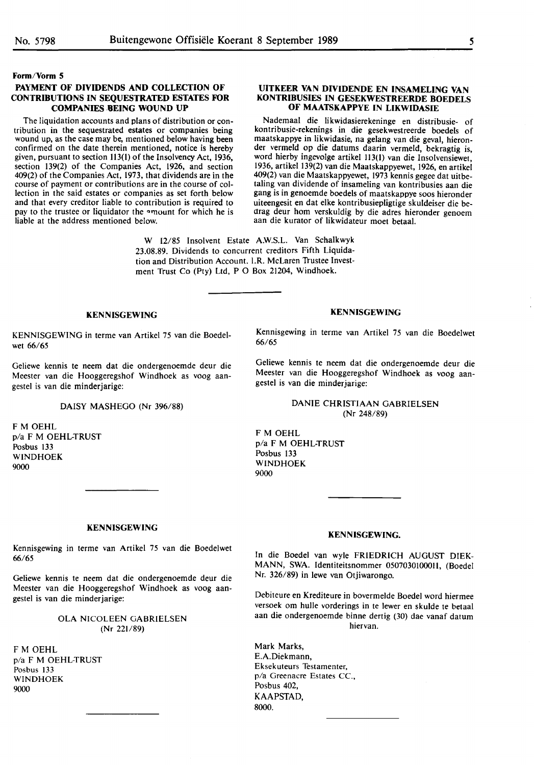**Form/Vorm 5**

## PAYMENT OF DIVIDENDS AND COLLECTION OF CONTRIBUTIONS IN SEQUESTRATED ESTATES FOR COMPANIES BEING WOUND UP

The liquidation accounts and plans of distribution or contribution in the sequestrated estates or companies being wound up, as the case may be, mentioned below having been confirmed on the date therein mentioned, notice is hereby given, pursuant to section 113(1) of the Insolvency Act, 1936, section 139(2) of the Companies Act, 1926, and section 409(2) of the Companies Act, 1973, that dividends are in the course of payment or contributions are in the course of collection in the said estates or companies as set forth below and that every creditor liable to contribution is required to pay to the trustee or liquidator the amount for which he is liable at the address mentioned below.

## UITKEER VAN DIVIDENDE EN INSAMELING VAN KONTRIBUSIES IN GESEKWESTREERDE BOEDELS OF MAATSKAPPYE IN LIKWIDASIE

Nademaal die likwidasierekeninge en distribusie- of kontribusie-rekenings in die gesekwestreerde boedels of maatskappye in likwidasie, na gelang van die geval, hieronder vermeld op die datums daarin vermeld, bekragtig is, word hierby ingevolge artikel 113(1) van die Insolvensiewet, 1936, artikel 139(2) van die Maatskappyewet, 1926, en artikel 409(2) van die Maatskappyewet, 1973 kennis gegee dat uitbetaling van dividende of insameling van kontribusies aan die gang is in genoemde boedels of maatskappye soos hieronder uiteengesit en dat elke kontribusiepligtige skuldeiser die bedrag deur hom verskuldig by die adres hieronder genoem aan die kurator of likwidateur moet betaal.

W 12/85 Insolvent Estate A.W.S.L. Van Schalkwyk 23.08.89. Dividends to concurrent creditors Fifth Liquidation and Distribution Account. I.R. McLaren Trustee Investment Trust Co (Pty) Ltd, P O Box 21204, Windhoek.

---

### KENNISGEWING

KENNISGEWING in terme van Artikel 75 van die Boedelwet 66/65

Geliewe kennis te neem dat die ondergenoemde deur die Meester van die Hooggeregshof Windhoek as voog aangestel is van die minderjarige:

DAISY MASHEGO (Nr 396/88)

F M OEHL
p/a F M OEHL-TRUST
Posbus 133
WINDHOEK
9000

---

### KENNISGEWING

Kennisgewing in terme van Artikel 75 van die Boedelwet 66/65

Geliewe kennis te neem dat die ondergenoemde deur die Meester van die Hooggeregshof Windhoek as voog aangestel is van die minderjarige:

OLA NICOLEEN GABRIELSEN
(Nr 221/89)

F M OEHL
p/a F M OEHL-TRUST
Posbus 133
WINDHOEK
9000

---

### KENNISGEWING

Kennisgewing in terme van Artikel 75 van die Boedelwet 66/65

Geliewe kennis te neem dat die ondergenoemde deur die Meester van die Hooggeregshof Windhoek as voog aangestel is van die minderjarige:

DANIE CHRISTIAAN GABRIELSEN
(Nr 248/89)

F M OEHL
p/a F M OEHL-TRUST
Posbus 133
WINDHOEK
9000

---

### KENNISGEWING.

In die Boedel van wyle FRIEDRICH AUGUST DIEKMANN, SWA. Identiteitsnommer 0507030100011, (Boedel Nr. 326/89) in lewe van Otjiwarongo.

Debiteure en Krediteure in bovermelde Boedel word hiermee versoek om hulle vorderings in te lewer en skulde te betaal aan die ondergenoemde binne dertig (30) dae vanaf datum hiervan.

Mark Marks,
E.A.Diekmann,
Eksekuteurs Testamenter,
p/a Greenacre Estates CC.,
Posbus 402,
KAAPSTAD,
8000.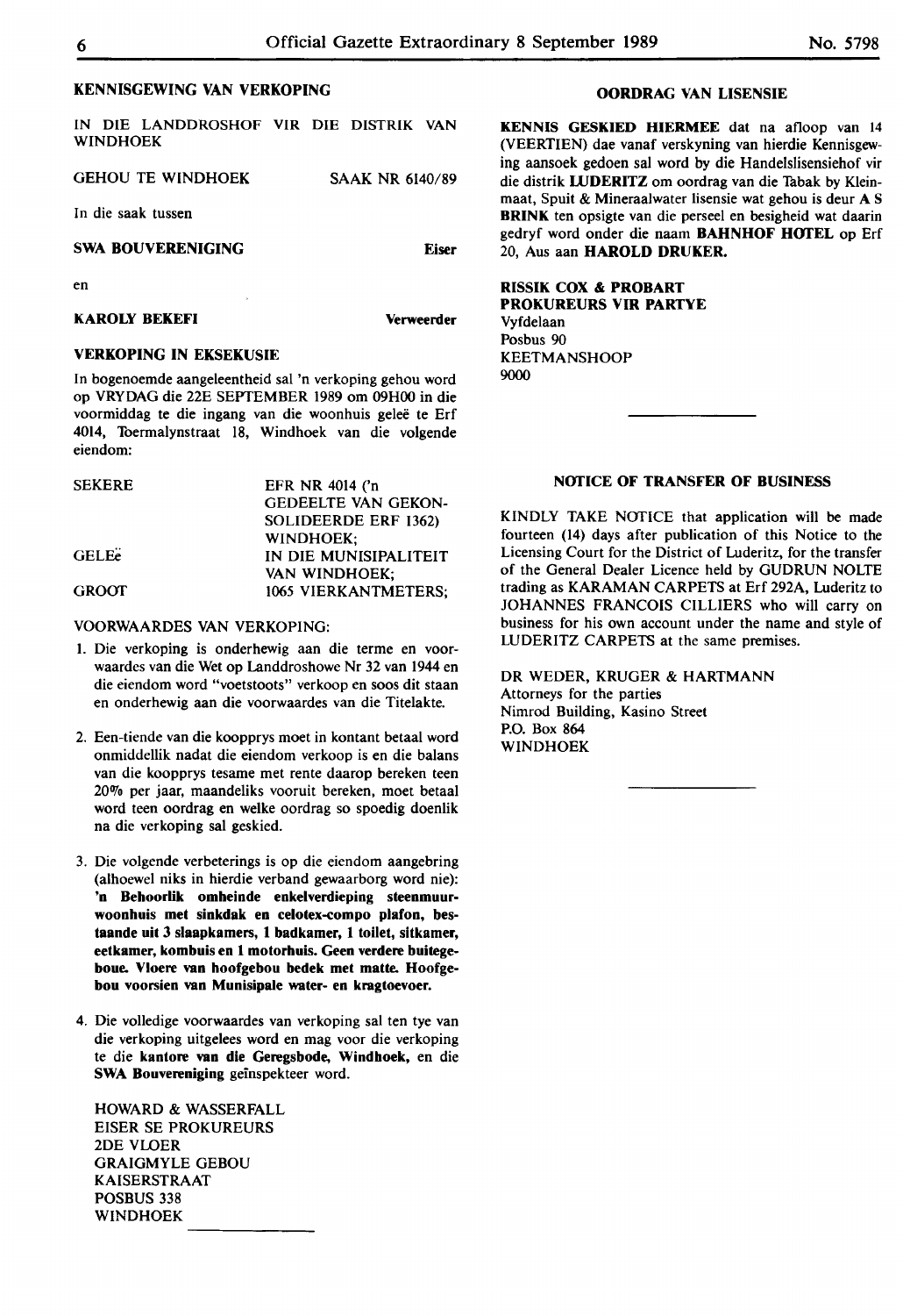## KENNISGEWING VAN VERKOPING

IN DIE LANDDROSHOF VIR DIE DISTRIK VAN WINDHOEK

GEHOU TE WINDHOEK SAAK NR 6140/89

In die saak tussen

**SWA BOUVERENIGING** **Eiser**

en

**KAROLY BEKEFI** **Verweerder**

### VERKOPING IN EKSEKUSIE

In bogenoemde aangeleentheid sal 'n verkoping gehou word op VRYDAG die 22E SEPTEMBER 1989 om 09H00 in die voormiddag te die ingang van die woonhuis geleë te Erf 4014, Toermalynstraat 18, Windhoek van die volgende eiendom:

| | |
|---|---|
| SEKERE | EFR NR 4014 ('n GEDEELTE VAN GEKONSOLIDEERDE ERF 1362) WINDHOEK; |
| GELEË | IN DIE MUNISIPALITEIT VAN WINDHOEK; |
| GROOT | 1065 VIERKANTMETERS; |

VOORWAARDES VAN VERKOPING:

1. Die verkoping is onderhewig aan die terme en voorwaardes van die Wet op Landdroshowe Nr 32 van 1944 en die eiendom word "voetstoots" verkoop en soos dit staan en onderhewig aan die voorwaardes van die Titelakte.

2. Een-tiende van die koopprys moet in kontant betaal word onmiddellik nadat die eiendom verkoop is en die balans van die koopprys tesame met rente daarop bereken teen 20% per jaar, maandeliks vooruit bereken, moet betaal word teen oordrag en welke oordrag so spoedig doenlik na die verkoping sal geskied.

3. Die volgende verbeterings is op die eiendom aangebring (alhoewel niks in hierdie verband gewaarborg word nie): **'n Behoorlik omheinde enkelverdieping steenmuurwoonhuis met sinkdak en celotex-compo plafon, bestaande uit 3 slaapkamers, 1 badkamer, 1 toilet, sitkamer, eetkamer, kombuis en 1 motorhuis. Geen verdere buitegeboue. Vloere van hoofgebou bedek met matte. Hoofgebou voorsien van Munisipale water- en kragtoevoer.**

4. Die volledige voorwaardes van verkoping sal ten tye van die verkoping uitgelees word en mag voor die verkoping te die **kantore van die Geregsbode, Windhoek,** en die **SWA Bouvereniging** geïnspekteer word.

HOWARD & WASSERFALL
EISER SE PROKUREURS
2DE VLOER
GRAIGMYLE GEBOU
KAISERSTRAAT
POSBUS 338
WINDHOEK

---

## OORDRAG VAN LISENSIE

**KENNIS GESKIED HIERMEE** dat na afloop van 14 (VEERTIEN) dae vanaf verskyning van hierdie Kennisgewing aansoek gedoen sal word by die Handelslisensiehof vir die distrik **LUDERITZ** om oordrag van die Tabak by Kleinmaat, Spuit & Mineraalwater lisensie wat gehou is deur **A S BRINK** ten opsigte van die perseel en besigheid wat daarin gedryf word onder die naam **BAHNHOF HOTEL** op Erf 20, Aus aan **HAROLD DRUKER.**

**RISSIK COX & PROBART**
**PROKUREURS VIR PARTYE**
Vyfdelaan
Posbus 90
KEETMANSHOOP
9000

---

## NOTICE OF TRANSFER OF BUSINESS

KINDLY TAKE NOTICE that application will be made fourteen (14) days after publication of this Notice to the Licensing Court for the District of Luderitz, for the transfer of the General Dealer Licence held by GUDRUN NOLTE trading as KARAMAN CARPETS at Erf 292A, Luderitz to JOHANNES FRANCOIS CILLIERS who will carry on business for his own account under the name and style of LUDERITZ CARPETS at the same premises.

DR WEDER, KRUGER & HARTMANN
Attorneys for the parties
Nimrod Building, Kasino Street
P.O. Box 864
WINDHOEK